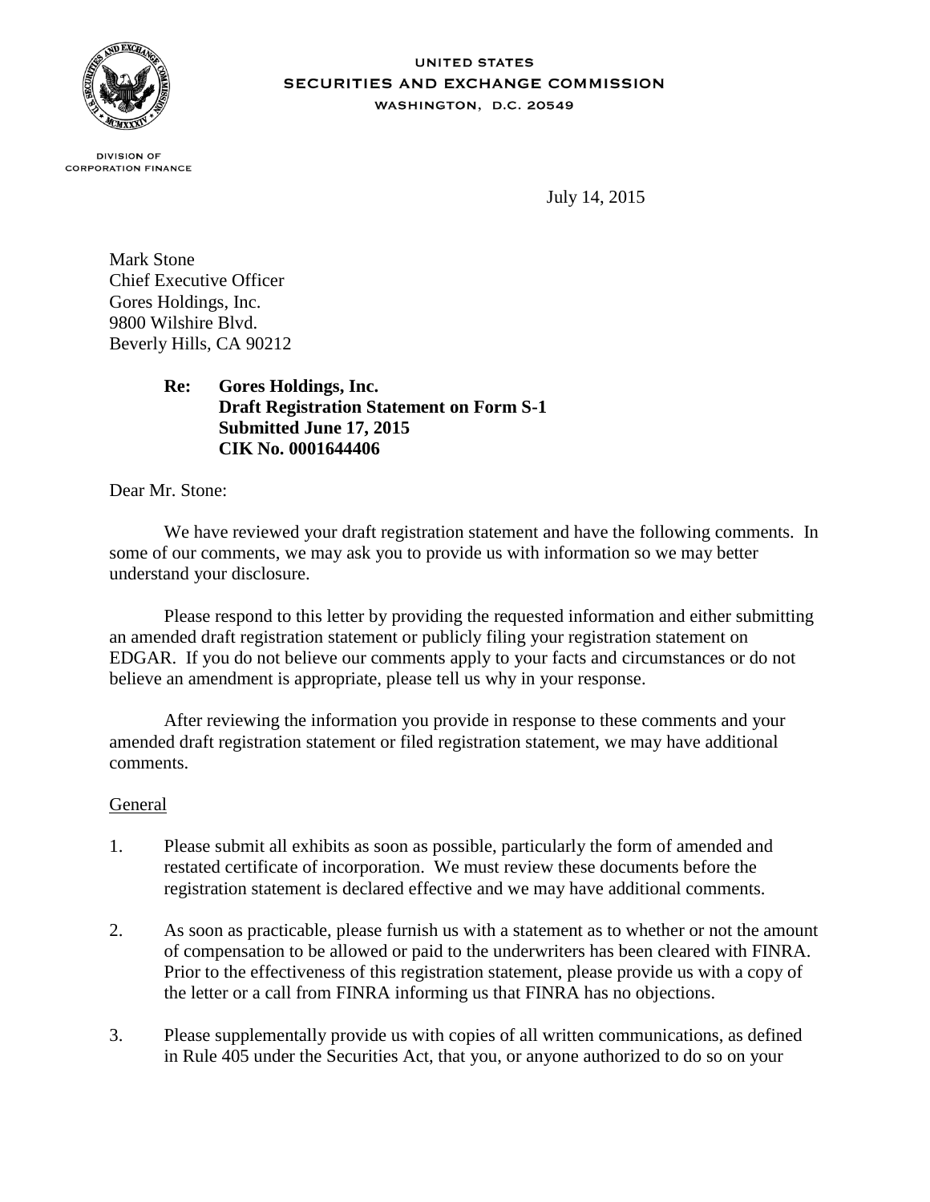UNITED STATES
SECURITIES AND EXCHANGE COMMISSION
WASHINGTON, D.C. 20549

DIVISION OF
CORPORATION FINANCE

July 14, 2015

Mark Stone
Chief Executive Officer
Gores Holdings, Inc.
9800 Wilshire Blvd.
Beverly Hills, CA 90212

**Re: Gores Holdings, Inc.**
**Draft Registration Statement on Form S-1**
**Submitted June 17, 2015**
**CIK No. 0001644406**

Dear Mr. Stone:

We have reviewed your draft registration statement and have the following comments. In some of our comments, we may ask you to provide us with information so we may better understand your disclosure.

Please respond to this letter by providing the requested information and either submitting an amended draft registration statement or publicly filing your registration statement on EDGAR. If you do not believe our comments apply to your facts and circumstances or do not believe an amendment is appropriate, please tell us why in your response.

After reviewing the information you provide in response to these comments and your amended draft registration statement or filed registration statement, we may have additional comments.

General

1. Please submit all exhibits as soon as possible, particularly the form of amended and restated certificate of incorporation. We must review these documents before the registration statement is declared effective and we may have additional comments.

2. As soon as practicable, please furnish us with a statement as to whether or not the amount of compensation to be allowed or paid to the underwriters has been cleared with FINRA. Prior to the effectiveness of this registration statement, please provide us with a copy of the letter or a call from FINRA informing us that FINRA has no objections.

3. Please supplementally provide us with copies of all written communications, as defined in Rule 405 under the Securities Act, that you, or anyone authorized to do so on your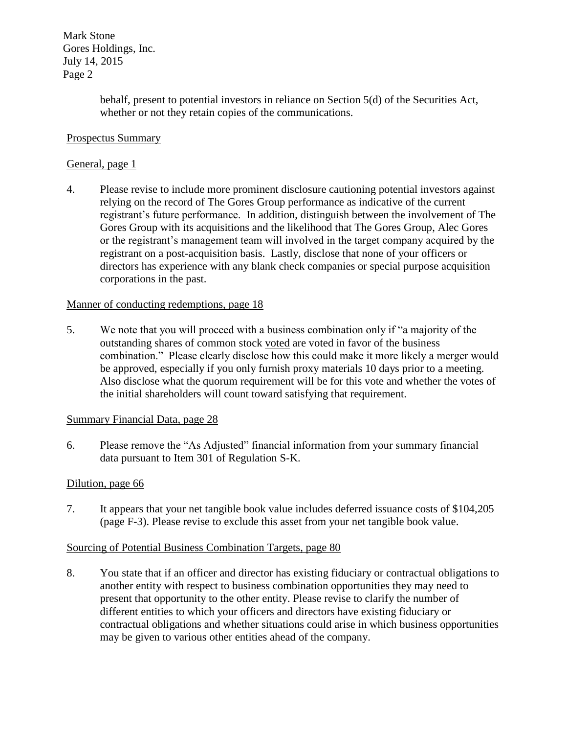behalf, present to potential investors in reliance on Section 5(d) of the Securities Act, whether or not they retain copies of the communications.

Prospectus Summary

General, page 1

4. Please revise to include more prominent disclosure cautioning potential investors against relying on the record of The Gores Group performance as indicative of the current registrant's future performance. In addition, distinguish between the involvement of The Gores Group with its acquisitions and the likelihood that The Gores Group, Alec Gores or the registrant's management team will involved in the target company acquired by the registrant on a post-acquisition basis. Lastly, disclose that none of your officers or directors has experience with any blank check companies or special purpose acquisition corporations in the past.

Manner of conducting redemptions, page 18

5. We note that you will proceed with a business combination only if "a majority of the outstanding shares of common stock voted are voted in favor of the business combination." Please clearly disclose how this could make it more likely a merger would be approved, especially if you only furnish proxy materials 10 days prior to a meeting. Also disclose what the quorum requirement will be for this vote and whether the votes of the initial shareholders will count toward satisfying that requirement.

Summary Financial Data, page 28

6. Please remove the "As Adjusted" financial information from your summary financial data pursuant to Item 301 of Regulation S-K.

Dilution, page 66

7. It appears that your net tangible book value includes deferred issuance costs of $104,205 (page F-3). Please revise to exclude this asset from your net tangible book value.

Sourcing of Potential Business Combination Targets, page 80

8. You state that if an officer and director has existing fiduciary or contractual obligations to another entity with respect to business combination opportunities they may need to present that opportunity to the other entity. Please revise to clarify the number of different entities to which your officers and directors have existing fiduciary or contractual obligations and whether situations could arise in which business opportunities may be given to various other entities ahead of the company.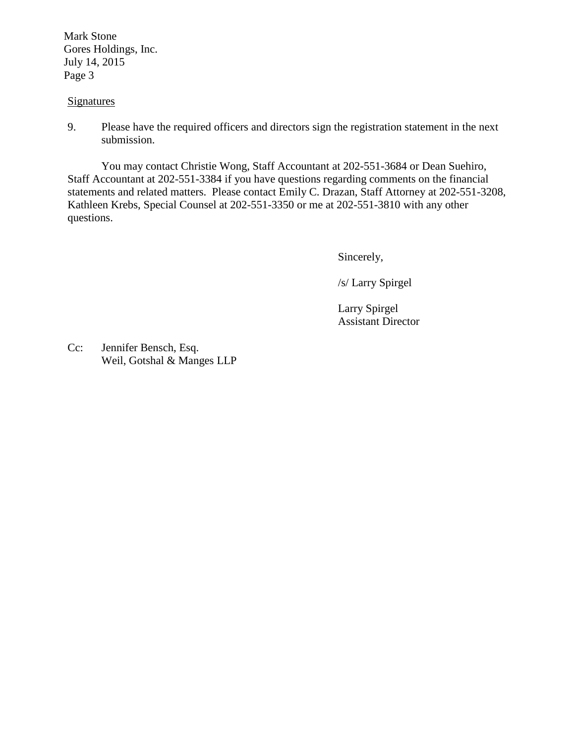Mark Stone
Gores Holdings, Inc.
July 14, 2015
Page 3

Signatures

9. Please have the required officers and directors sign the registration statement in the next submission.

You may contact Christie Wong, Staff Accountant at 202-551-3684 or Dean Suehiro, Staff Accountant at 202-551-3384 if you have questions regarding comments on the financial statements and related matters. Please contact Emily C. Drazan, Staff Attorney at 202-551-3208, Kathleen Krebs, Special Counsel at 202-551-3350 or me at 202-551-3810 with any other questions.

Sincerely,

/s/ Larry Spirgel

Larry Spirgel
Assistant Director

Cc: Jennifer Bensch, Esq.
Weil, Gotshal & Manges LLP